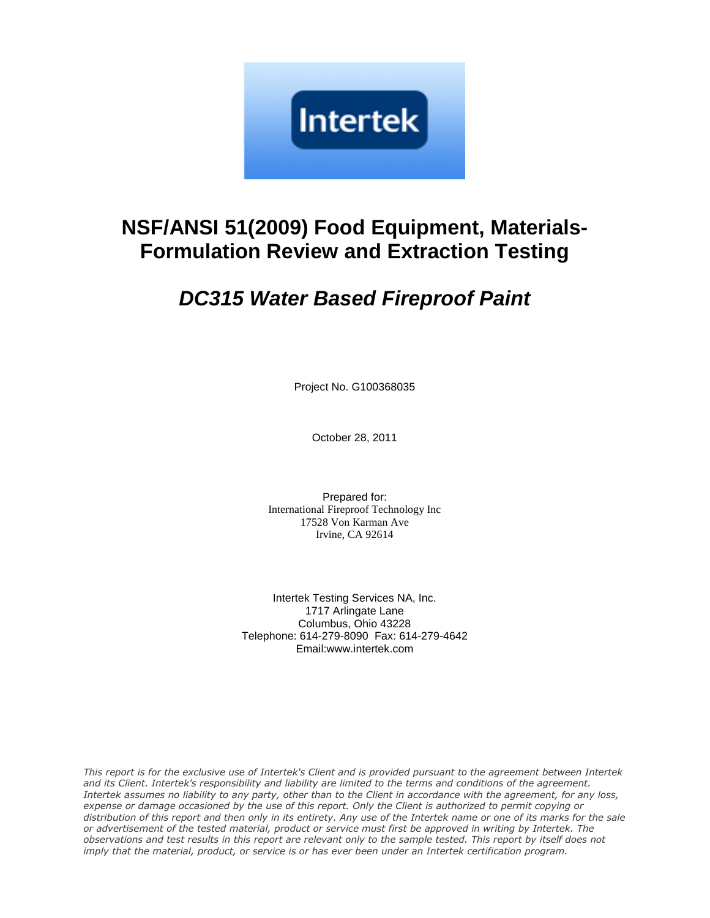Intertek

# NSF/ANSI 51(2009) Food Equipment, Materials-Formulation Review and Extraction Testing

## *DC315 Water Based Fireproof Paint*

Project No. G100368035

October 28, 2011

Prepared for:
International Fireproof Technology Inc
17528 Von Karman Ave
Irvine, CA 92614

Intertek Testing Services NA, Inc.
1717 Arlingate Lane
Columbus, Ohio 43228
Telephone: 614-279-8090 Fax: 614-279-4642
Email:www.intertek.com

*This report is for the exclusive use of Intertek's Client and is provided pursuant to the agreement between Intertek and its Client. Intertek's responsibility and liability are limited to the terms and conditions of the agreement. Intertek assumes no liability to any party, other than to the Client in accordance with the agreement, for any loss, expense or damage occasioned by the use of this report. Only the Client is authorized to permit copying or distribution of this report and then only in its entirety. Any use of the Intertek name or one of its marks for the sale or advertisement of the tested material, product or service must first be approved in writing by Intertek. The observations and test results in this report are relevant only to the sample tested. This report by itself does not imply that the material, product, or service is or has ever been under an Intertek certification program.*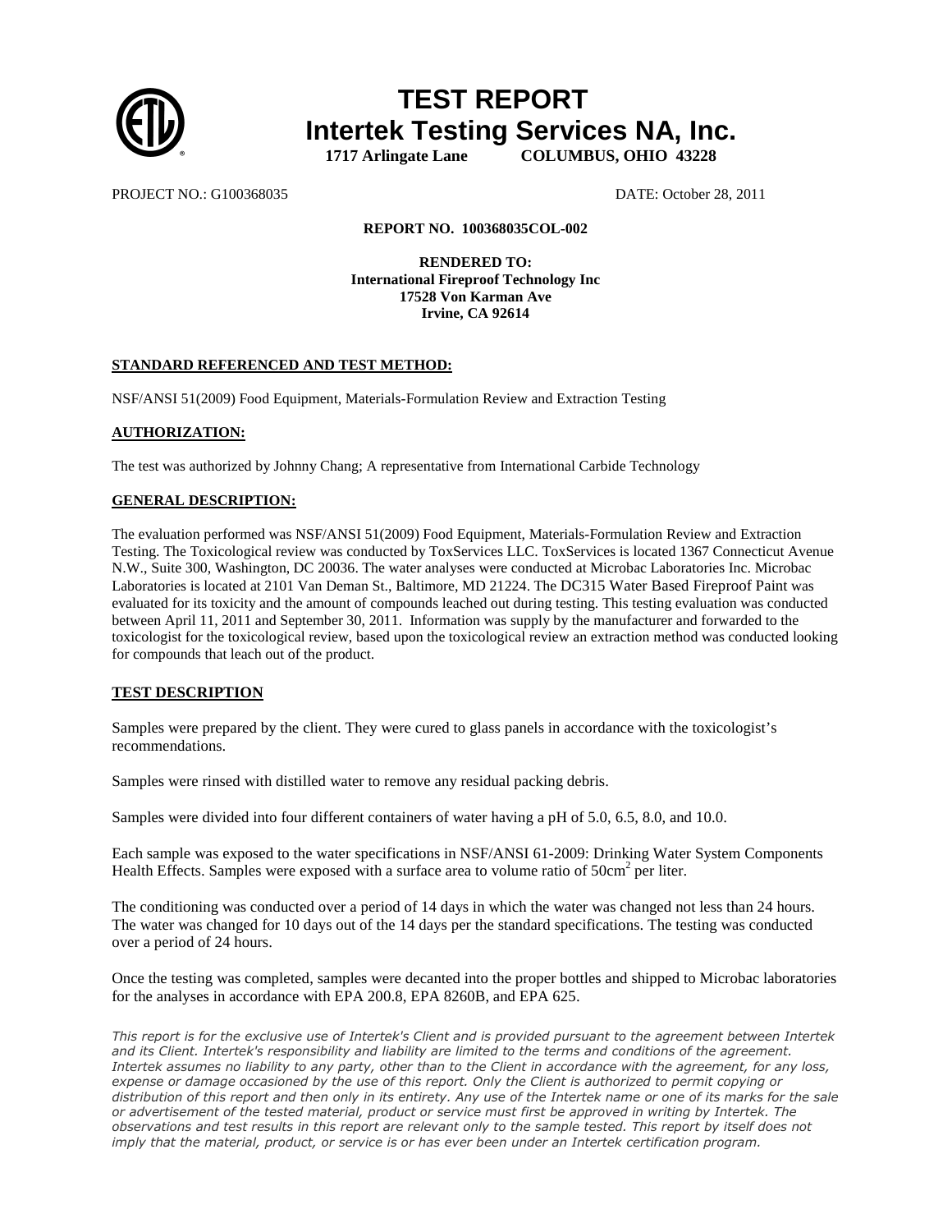# TEST REPORT

## Intertek Testing Services NA, Inc.

**1717 Arlingate Lane COLUMBUS, OHIO 43228**

PROJECT NO.: G100368035 DATE: October 28, 2011

**REPORT NO. 100368035COL-002**

**RENDERED TO:**
**International Fireproof Technology Inc**
**17528 Von Karman Ave**
**Irvine, CA 92614**

**STANDARD REFERENCED AND TEST METHOD:**

NSF/ANSI 51(2009) Food Equipment, Materials-Formulation Review and Extraction Testing

**AUTHORIZATION:**

The test was authorized by Johnny Chang; A representative from International Carbide Technology

**GENERAL DESCRIPTION:**

The evaluation performed was NSF/ANSI 51(2009) Food Equipment, Materials-Formulation Review and Extraction Testing. The Toxicological review was conducted by ToxServices LLC. ToxServices is located 1367 Connecticut Avenue N.W., Suite 300, Washington, DC 20036. The water analyses were conducted at Microbac Laboratories Inc. Microbac Laboratories is located at 2101 Van Deman St., Baltimore, MD 21224. The DC315 Water Based Fireproof Paint was evaluated for its toxicity and the amount of compounds leached out during testing. This testing evaluation was conducted between April 11, 2011 and September 30, 2011. Information was supply by the manufacturer and forwarded to the toxicologist for the toxicological review, based upon the toxicological review an extraction method was conducted looking for compounds that leach out of the product.

**TEST DESCRIPTION**

Samples were prepared by the client. They were cured to glass panels in accordance with the toxicologist's recommendations.

Samples were rinsed with distilled water to remove any residual packing debris.

Samples were divided into four different containers of water having a pH of 5.0, 6.5, 8.0, and 10.0.

Each sample was exposed to the water specifications in NSF/ANSI 61-2009: Drinking Water System Components Health Effects. Samples were exposed with a surface area to volume ratio of $50cm^2$ per liter.

The conditioning was conducted over a period of 14 days in which the water was changed not less than 24 hours. The water was changed for 10 days out of the 14 days per the standard specifications. The testing was conducted over a period of 24 hours.

Once the testing was completed, samples were decanted into the proper bottles and shipped to Microbac laboratories for the analyses in accordance with EPA 200.8, EPA 8260B, and EPA 625.

*This report is for the exclusive use of Intertek's Client and is provided pursuant to the agreement between Intertek and its Client. Intertek's responsibility and liability are limited to the terms and conditions of the agreement. Intertek assumes no liability to any party, other than to the Client in accordance with the agreement, for any loss, expense or damage occasioned by the use of this report. Only the Client is authorized to permit copying or distribution of this report and then only in its entirety. Any use of the Intertek name or one of its marks for the sale or advertisement of the tested material, product or service must first be approved in writing by Intertek. The observations and test results in this report are relevant only to the sample tested. This report by itself does not imply that the material, product, or service is or has ever been under an Intertek certification program.*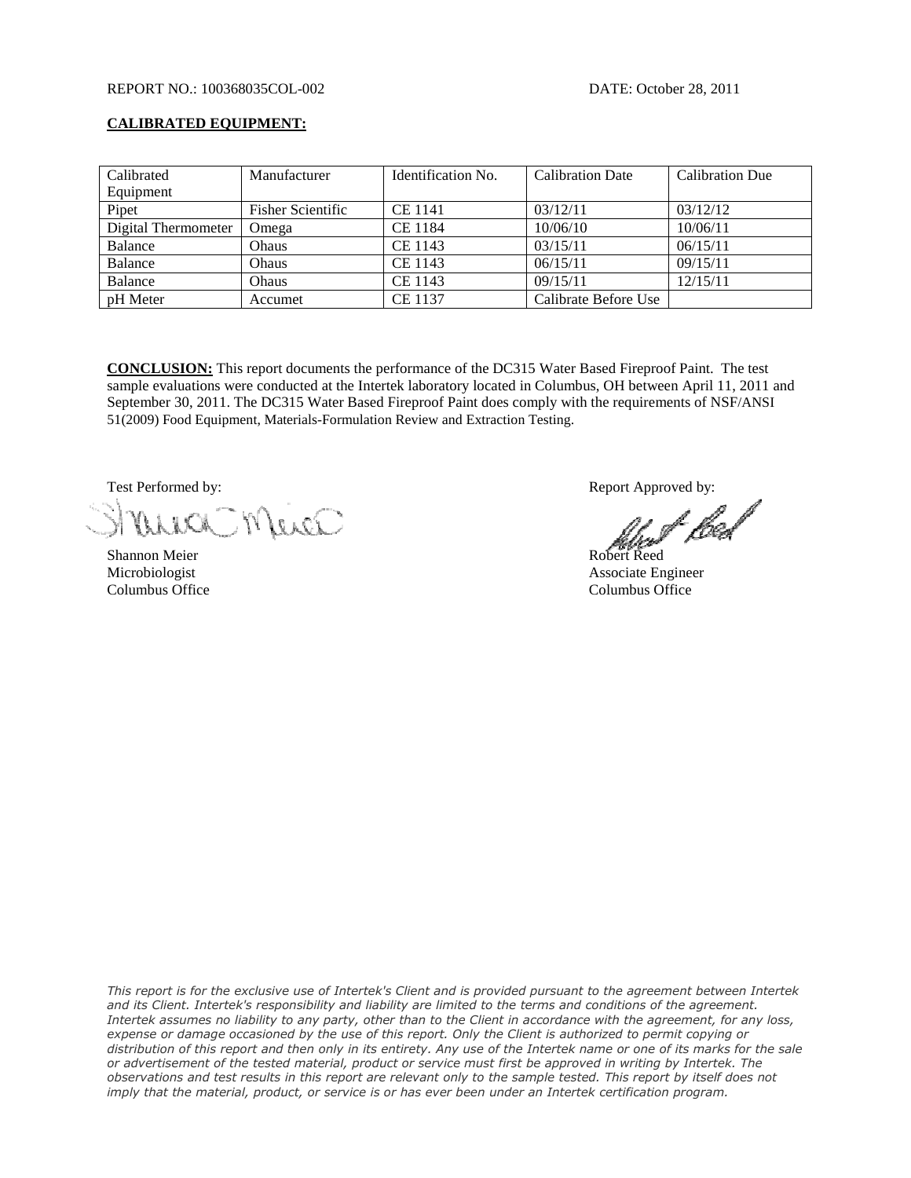REPORT NO.: 100368035COL-002 DATE: October 28, 2011

**CALIBRATED EQUIPMENT:**

| Calibrated Equipment | Manufacturer | Identification No. | Calibration Date | Calibration Due |
|---|---|---|---|---|
| Pipet | Fisher Scientific | CE 1141 | 03/12/11 | 03/12/12 |
| Digital Thermometer | Omega | CE 1184 | 10/06/10 | 10/06/11 |
| Balance | Ohaus | CE 1143 | 03/15/11 | 06/15/11 |
| Balance | Ohaus | CE 1143 | 06/15/11 | 09/15/11 |
| Balance | Ohaus | CE 1143 | 09/15/11 | 12/15/11 |
| pH Meter | Accumet | CE 1137 | Calibrate Before Use | |

**CONCLUSION:** This report documents the performance of the DC315 Water Based Fireproof Paint. The test sample evaluations were conducted at the Intertek laboratory located in Columbus, OH between April 11, 2011 and September 30, 2011. The DC315 Water Based Fireproof Paint does comply with the requirements of NSF/ANSI 51(2009) Food Equipment, Materials-Formulation Review and Extraction Testing.

Test Performed by:

Shannon Meier
Microbiologist
Columbus Office

Report Approved by:

Robert Reed
Associate Engineer
Columbus Office

*This report is for the exclusive use of Intertek's Client and is provided pursuant to the agreement between Intertek and its Client. Intertek's responsibility and liability are limited to the terms and conditions of the agreement. Intertek assumes no liability to any party, other than to the Client in accordance with the agreement, for any loss, expense or damage occasioned by the use of this report. Only the Client is authorized to permit copying or distribution of this report and then only in its entirety. Any use of the Intertek name or one of its marks for the sale or advertisement of the tested material, product or service must first be approved in writing by Intertek. The observations and test results in this report are relevant only to the sample tested. This report by itself does not imply that the material, product, or service is or has ever been under an Intertek certification program.*